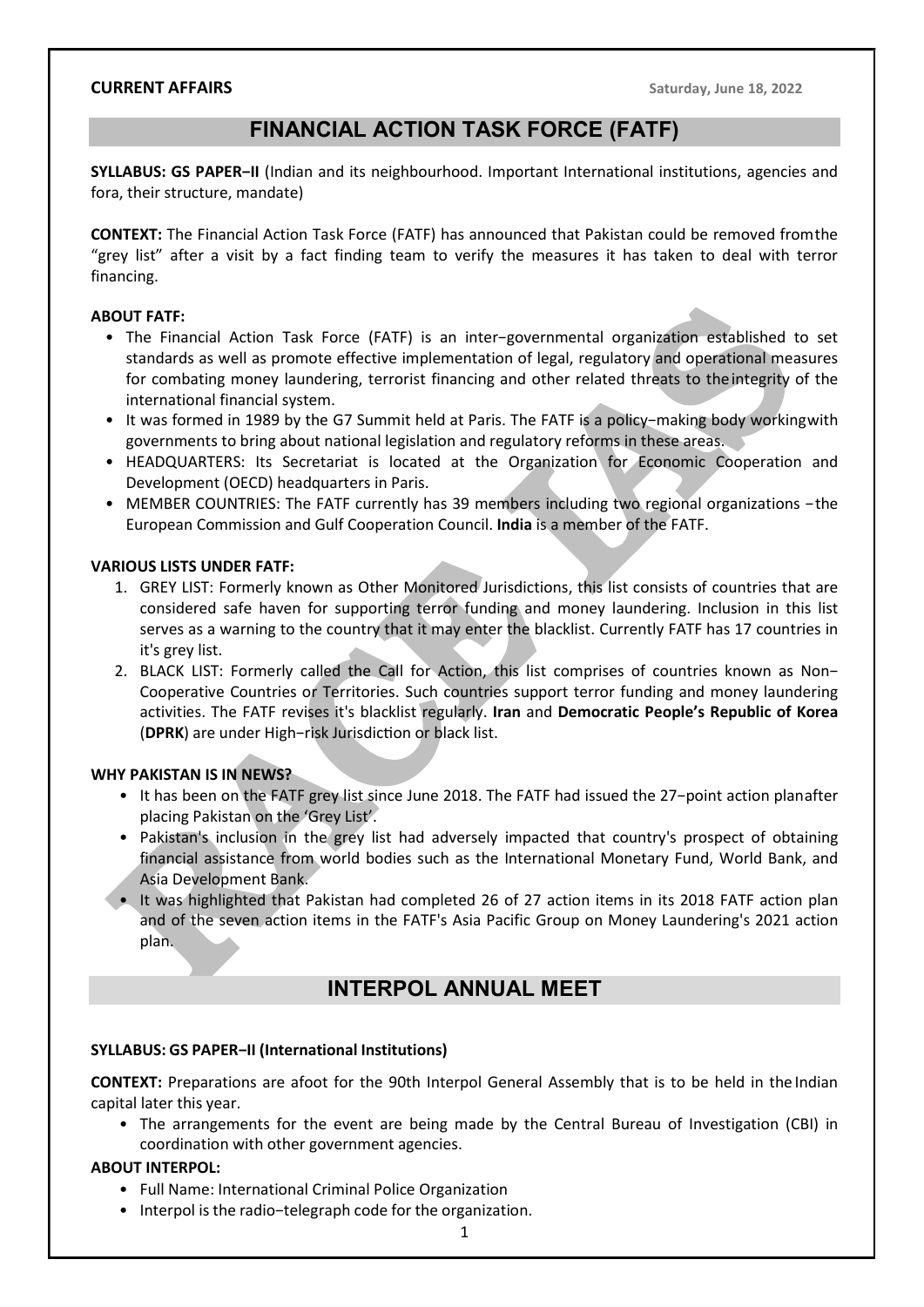**CURRENT AFFAIRS** Saturday, June 18, 2022

## FINANCIAL ACTION TASK FORCE (FATF)

**SYLLABUS: GS PAPER−II** (Indian and its neighbourhood. Important International institutions, agencies and fora, their structure, mandate)

**CONTEXT:** The Financial Action Task Force (FATF) has announced that Pakistan could be removed from the "grey list" after a visit by a fact finding team to verify the measures it has taken to deal with terror financing.

**ABOUT FATF:**

- The Financial Action Task Force (FATF) is an inter−governmental organization established to set standards as well as promote effective implementation of legal, regulatory and operational measures for combating money laundering, terrorist financing and other related threats to the integrity of the international financial system.
- It was formed in 1989 by the G7 Summit held at Paris. The FATF is a policy−making body working with governments to bring about national legislation and regulatory reforms in these areas.
- HEADQUARTERS: Its Secretariat is located at the Organization for Economic Cooperation and Development (OECD) headquarters in Paris.
- MEMBER COUNTRIES: The FATF currently has 39 members including two regional organizations −the European Commission and Gulf Cooperation Council. **India** is a member of the FATF.

**VARIOUS LISTS UNDER FATF:**

1. GREY LIST: Formerly known as Other Monitored Jurisdictions, this list consists of countries that are considered safe haven for supporting terror funding and money laundering. Inclusion in this list serves as a warning to the country that it may enter the blacklist. Currently FATF has 17 countries in it's grey list.
2. BLACK LIST: Formerly called the Call for Action, this list comprises of countries known as Non−Cooperative Countries or Territories. Such countries support terror funding and money laundering activities. The FATF revises it's blacklist regularly. **Iran** and **Democratic People's Republic of Korea** (**DPRK**) are under High−risk Jurisdiction or black list.

**WHY PAKISTAN IS IN NEWS?**

- It has been on the FATF grey list since June 2018. The FATF had issued the 27−point action plan after placing Pakistan on the 'Grey List'.
- Pakistan's inclusion in the grey list had adversely impacted that country's prospect of obtaining financial assistance from world bodies such as the International Monetary Fund, World Bank, and Asia Development Bank.
- It was highlighted that Pakistan had completed 26 of 27 action items in its 2018 FATF action plan and of the seven action items in the FATF's Asia Pacific Group on Money Laundering's 2021 action plan.

## INTERPOL ANNUAL MEET

**SYLLABUS: GS PAPER−II (International Institutions)**

**CONTEXT:** Preparations are afoot for the 90th Interpol General Assembly that is to be held in the Indian capital later this year.

- The arrangements for the event are being made by the Central Bureau of Investigation (CBI) in coordination with other government agencies.

**ABOUT INTERPOL:**

- Full Name: International Criminal Police Organization
- Interpol is the radio−telegraph code for the organization.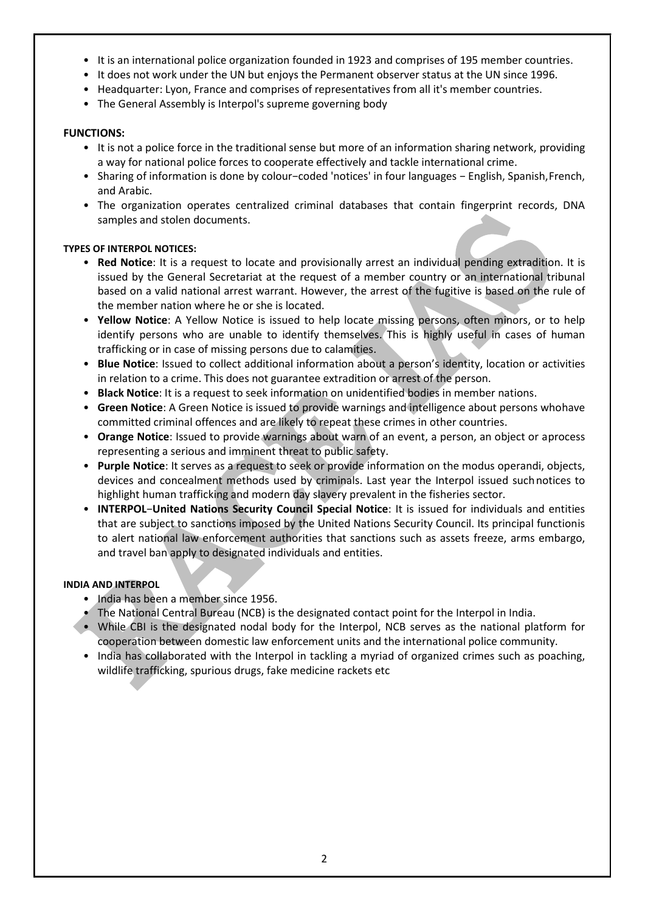- It is an international police organization founded in 1923 and comprises of 195 member countries.
- It does not work under the UN but enjoys the Permanent observer status at the UN since 1996.
- Headquarter: Lyon, France and comprises of representatives from all it's member countries.
- The General Assembly is Interpol's supreme governing body

**FUNCTIONS:**

- It is not a police force in the traditional sense but more of an information sharing network, providing a way for national police forces to cooperate effectively and tackle international crime.
- Sharing of information is done by colour−coded 'notices' in four languages − English, Spanish, French, and Arabic.
- The organization operates centralized criminal databases that contain fingerprint records, DNA samples and stolen documents.

**TYPES OF INTERPOL NOTICES:**

- **Red Notice**: It is a request to locate and provisionally arrest an individual pending extradition. It is issued by the General Secretariat at the request of a member country or an international tribunal based on a valid national arrest warrant. However, the arrest of the fugitive is based on the rule of the member nation where he or she is located.
- **Yellow Notice**: A Yellow Notice is issued to help locate missing persons, often minors, or to help identify persons who are unable to identify themselves. This is highly useful in cases of human trafficking or in case of missing persons due to calamities.
- **Blue Notice**: Issued to collect additional information about a person's identity, location or activities in relation to a crime. This does not guarantee extradition or arrest of the person.
- **Black Notice**: It is a request to seek information on unidentified bodies in member nations.
- **Green Notice**: A Green Notice is issued to provide warnings and intelligence about persons whohave committed criminal offences and are likely to repeat these crimes in other countries.
- **Orange Notice**: Issued to provide warnings about warn of an event, a person, an object or aprocess representing a serious and imminent threat to public safety.
- **Purple Notice**: It serves as a request to seek or provide information on the modus operandi, objects, devices and concealment methods used by criminals. Last year the Interpol issued suchnotices to highlight human trafficking and modern day slavery prevalent in the fisheries sector.
- **INTERPOL−United Nations Security Council Special Notice**: It is issued for individuals and entities that are subject to sanctions imposed by the United Nations Security Council. Its principal functionis to alert national law enforcement authorities that sanctions such as assets freeze, arms embargo, and travel ban apply to designated individuals and entities.

**INDIA AND INTERPOL**

- India has been a member since 1956.
- The National Central Bureau (NCB) is the designated contact point for the Interpol in India.
- While CBI is the designated nodal body for the Interpol, NCB serves as the national platform for cooperation between domestic law enforcement units and the international police community.
- India has collaborated with the Interpol in tackling a myriad of organized crimes such as poaching, wildlife trafficking, spurious drugs, fake medicine rackets etc